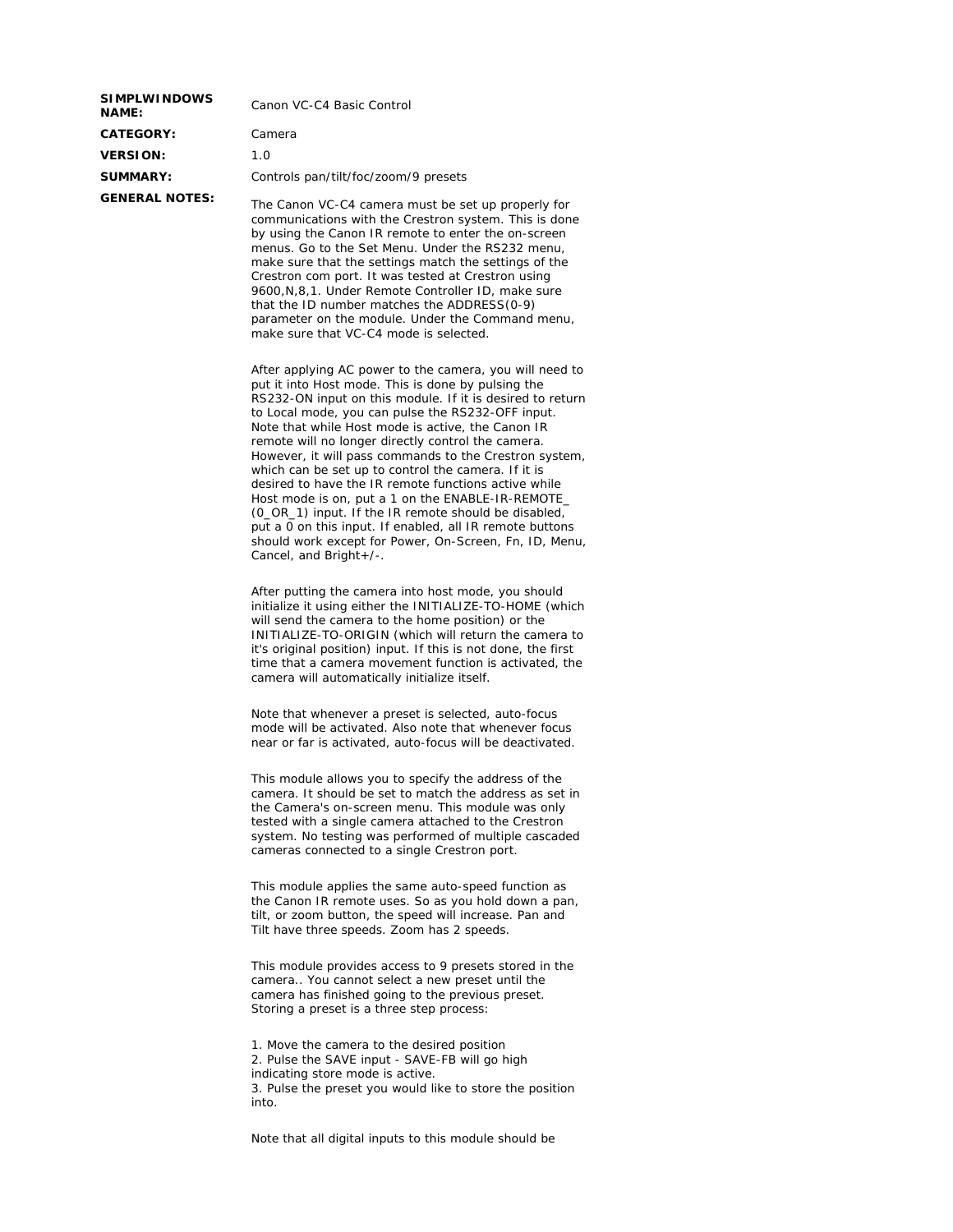**SIMPLWINDOWS NAME:** Canon VC-C4 Basic Control

**CATEGORY:** Camera

**VERSION:** 1.0

**SUMMARY:** Controls pan/tilt/foc/zoom/9 presets

**GENERAL NOTES:**

The Canon VC-C4 camera must be set up properly for communications with the Crestron system. This is done by using the Canon IR remote to enter the on-screen menus. Go to the Set Menu. Under the RS232 menu, make sure that the settings match the settings of the Crestron com port. It was tested at Crestron using 9600,N,8,1. Under Remote Controller ID, make sure that the ID number matches the ADDRESS(0-9) parameter on the module. Under the Command menu, make sure that VC-C4 mode is selected.

After applying AC power to the camera, you will need to put it into Host mode. This is done by pulsing the RS232-ON input on this module. If it is desired to return to Local mode, you can pulse the RS232-OFF input. Note that while Host mode is active, the Canon IR remote will no longer directly control the camera. However, it will pass commands to the Crestron system, which can be set up to control the camera. If it is desired to have the IR remote functions active while Host mode is on, put a 1 on the ENABLE-IR-REMOTE_(0_OR_1) input. If the IR remote should be disabled, put a 0 on this input. If enabled, all IR remote buttons should work except for Power, On-Screen, Fn, ID, Menu, Cancel, and Bright+/-.

After putting the camera into host mode, you should initialize it using either the INITIALIZE-TO-HOME (which will send the camera to the home position) or the INITIALIZE-TO-ORIGIN (which will return the camera to it's original position) input. If this is not done, the first time that a camera movement function is activated, the camera will automatically initialize itself.

Note that whenever a preset is selected, auto-focus mode will be activated. Also note that whenever focus near or far is activated, auto-focus will be deactivated.

This module allows you to specify the address of the camera. It should be set to match the address as set in the Camera's on-screen menu. This module was only tested with a single camera attached to the Crestron system. No testing was performed of multiple cascaded cameras connected to a single Crestron port.

This module applies the same auto-speed function as the Canon IR remote uses. So as you hold down a pan, tilt, or zoom button, the speed will increase. Pan and Tilt have three speeds. Zoom has 2 speeds.

This module provides access to 9 presets stored in the camera.. You cannot select a new preset until the camera has finished going to the previous preset. Storing a preset is a three step process:

1. Move the camera to the desired position
2. Pulse the SAVE input - SAVE-FB will go high indicating store mode is active.
3. Pulse the preset you would like to store the position into.

Note that all digital inputs to this module should be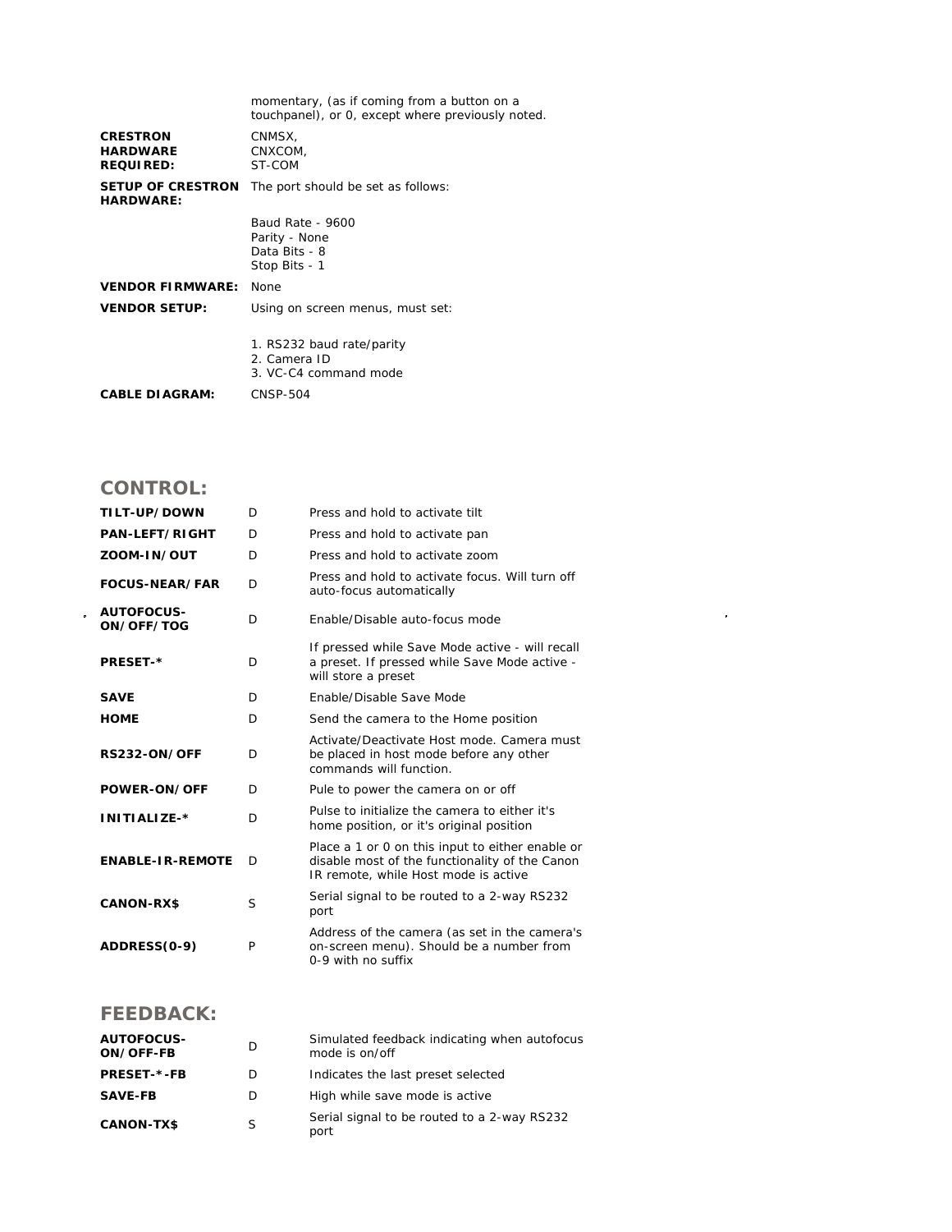| | |
|---|---|
| | momentary, (as if coming from a button on a touchpanel), or 0, except where previously noted. |
| **CRESTRON HARDWARE REQUIRED:** | CNMSX,<br>CNXCOM,<br>ST-COM |
| **SETUP OF CRESTRON HARDWARE:** | The port should be set as follows:<br><br>Baud Rate - 9600<br>Parity - None<br>Data Bits - 8<br>Stop Bits - 1 |
| **VENDOR FIRMWARE:** | None |
| **VENDOR SETUP:** | Using on screen menus, must set:<br><br>1. RS232 baud rate/parity<br>2. Camera ID<br>3. VC-C4 command mode |
| **CABLE DIAGRAM:** | CNSP-504 |

## CONTROL:

| | | |
|---|---|---|
| **TILT-UP/DOWN** | D | Press and hold to activate tilt |
| **PAN-LEFT/RIGHT** | D | Press and hold to activate pan |
| **ZOOM-IN/OUT** | D | Press and hold to activate zoom |
| **FOCUS-NEAR/FAR** | D | Press and hold to activate focus. Will turn off auto-focus automatically |
| **AUTOFOCUS-ON/OFF/TOG** | D | Enable/Disable auto-focus mode |
| **PRESET-*** | D | If pressed while Save Mode active - will recall a preset. If pressed while Save Mode active - will store a preset |
| **SAVE** | D | Enable/Disable Save Mode |
| **HOME** | D | Send the camera to the Home position |
| **RS232-ON/OFF** | D | Activate/Deactivate Host mode. Camera must be placed in host mode before any other commands will function. |
| **POWER-ON/OFF** | D | Pule to power the camera on or off |
| **INITIALIZE-*** | D | Pulse to initialize the camera to either it's home position, or it's original position |
| **ENABLE-IR-REMOTE** | D | Place a 1 or 0 on this input to either enable or disable most of the functionality of the Canon IR remote, while Host mode is active |
| **CANON-RX$** | S | Serial signal to be routed to a 2-way RS232 port |
| **ADDRESS(0-9)** | P | Address of the camera (as set in the camera's on-screen menu). Should be a number from 0-9 with no suffix |

## FEEDBACK:

| | | |
|---|---|---|
| **AUTOFOCUS-ON/OFF-FB** | D | Simulated feedback indicating when autofocus mode is on/off |
| **PRESET-*-FB** | D | Indicates the last preset selected |
| **SAVE-FB** | D | High while save mode is active |
| **CANON-TX$** | S | Serial signal to be routed to a 2-way RS232 port |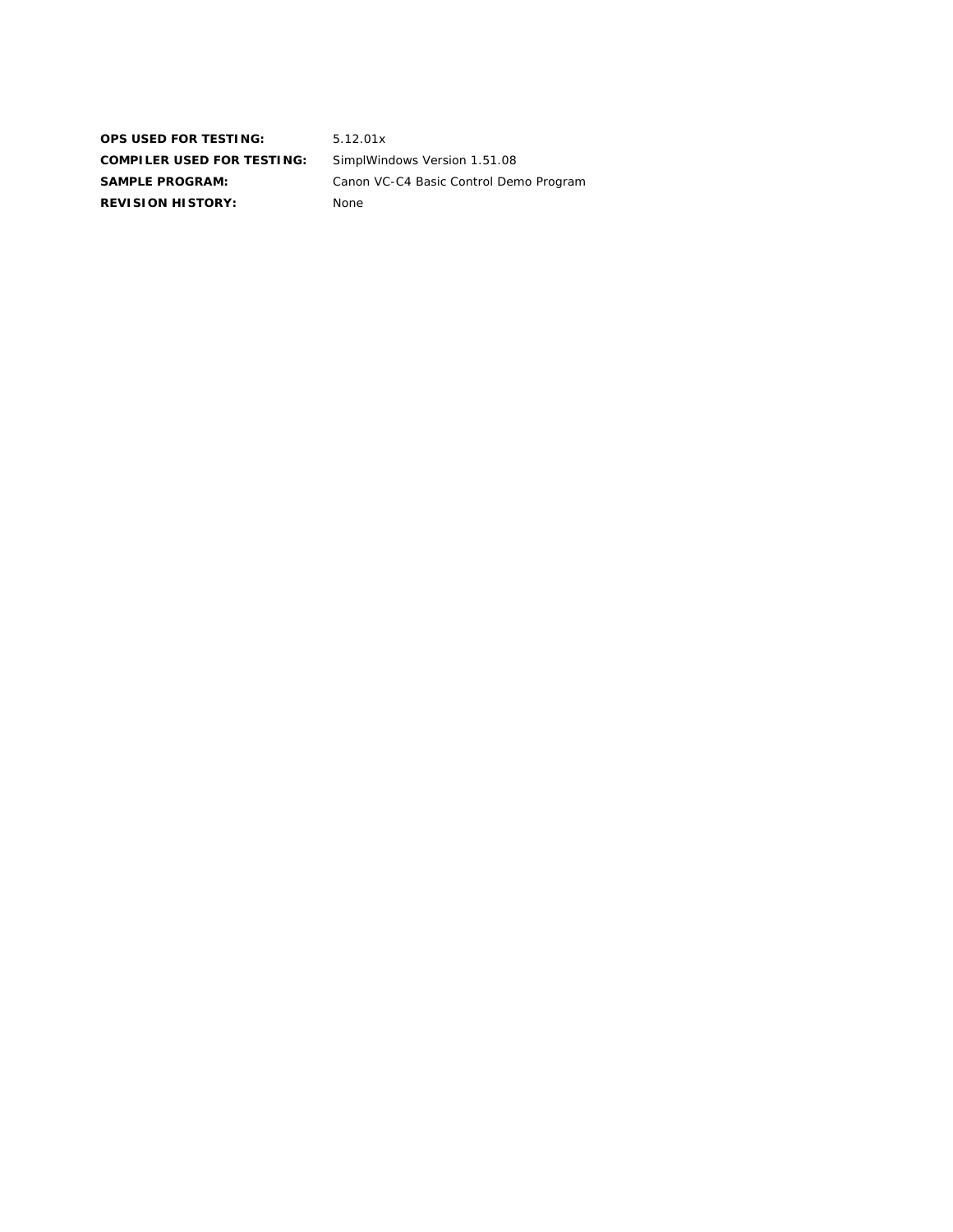| | |
|---|---|
| **OPS USED FOR TESTING:** | 5.12.01x |
| **COMPILER USED FOR TESTING:** | SimplWindows Version 1.51.08 |
| **SAMPLE PROGRAM:** | Canon VC-C4 Basic Control Demo Program |
| **REVISION HISTORY:** | None |